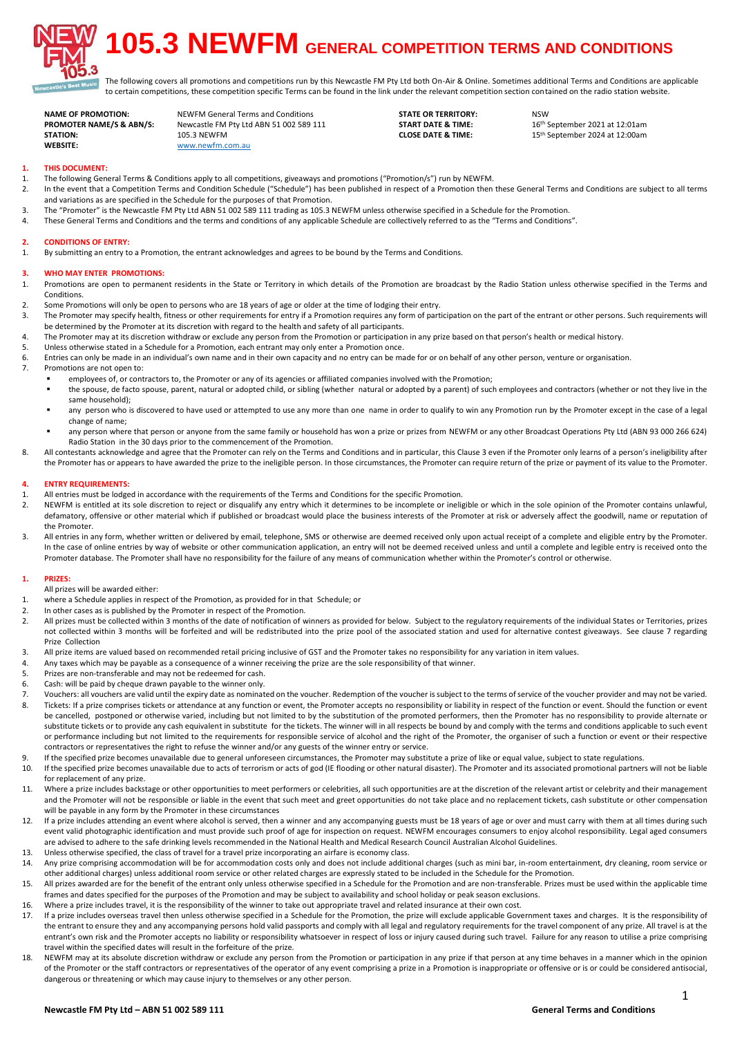# 105.3 NEWFM GENERAL COMPETITION TERMS AND CONDITIONS

The following covers all promotions and competitions run by this Newcastle FM Pty Ltd both On-Air & Online. Sometimes additional Terms and Conditions are applicable to certain competitions, these competition specific Terms can be found in the link under the relevant competition section contained on the radio station website.

| | | | |
|---|---|---|---|
| **NAME OF PROMOTION:** | NEWFM General Terms and Conditions | **STATE OR TERRITORY:** | NSW |
| **PROMOTER NAME/S & ABN/S:** | Newcastle FM Pty Ltd ABN 51 002 589 111 | **START DATE & TIME:** | 16th September 2021 at 12:01am |
| **STATION:** | 105.3 NEWFM | **CLOSE DATE & TIME:** | 15th September 2024 at 12:00am |
| **WEBSITE:** | www.newfm.com.au | | |

## 1. THIS DOCUMENT:

1. The following General Terms & Conditions apply to all competitions, giveaways and promotions ("Promotion/s") run by NEWFM.
2. In the event that a Competition Terms and Condition Schedule ("Schedule") has been published in respect of a Promotion then these General Terms and Conditions are subject to all terms and variations as are specified in the Schedule for the purposes of that Promotion.
3. The "Promoter" is the Newcastle FM Pty Ltd ABN 51 002 589 111 trading as 105.3 NEWFM unless otherwise specified in a Schedule for the Promotion.
4. These General Terms and Conditions and the terms and conditions of any applicable Schedule are collectively referred to as the "Terms and Conditions".

## 2. CONDITIONS OF ENTRY:

1. By submitting an entry to a Promotion, the entrant acknowledges and agrees to be bound by the Terms and Conditions.

## 3. WHO MAY ENTER PROMOTIONS:

1. Promotions are open to permanent residents in the State or Territory in which details of the Promotion are broadcast by the Radio Station unless otherwise specified in the Terms and Conditions.
2. Some Promotions will only be open to persons who are 18 years of age or older at the time of lodging their entry.
3. The Promoter may specify health, fitness or other requirements for entry if a Promotion requires any form of participation on the part of the entrant or other persons. Such requirements will be determined by the Promoter at its discretion with regard to the health and safety of all participants.
4. The Promoter may at its discretion withdraw or exclude any person from the Promotion or participation in any prize based on that person's health or medical history.
5. Unless otherwise stated in a Schedule for a Promotion, each entrant may only enter a Promotion once.
6. Entries can only be made in an individual's own name and in their own capacity and no entry can be made for or on behalf of any other person, venture or organisation.
7. Promotions are not open to:
   - employees of, or contractors to, the Promoter or any of its agencies or affiliated companies involved with the Promotion;
   - the spouse, de facto spouse, parent, natural or adopted child, or sibling (whether natural or adopted by a parent) of such employees and contractors (whether or not they live in the same household);
   - any person who is discovered to have used or attempted to use any more than one name in order to qualify to win any Promotion run by the Promoter except in the case of a legal change of name;
   - any person where that person or anyone from the same family or household has won a prize or prizes from NEWFM or any other Broadcast Operations Pty Ltd (ABN 93 000 266 624) Radio Station in the 30 days prior to the commencement of the Promotion.
8. All contestants acknowledge and agree that the Promoter can rely on the Terms and Conditions and in particular, this Clause 3 even if the Promoter only learns of a person's ineligibility after the Promoter has or appears to have awarded the prize to the ineligible person. In those circumstances, the Promoter can require return of the prize or payment of its value to the Promoter.

## 4. ENTRY REQUIREMENTS:

1. All entries must be lodged in accordance with the requirements of the Terms and Conditions for the specific Promotion.
2. NEWFM is entitled at its sole discretion to reject or disqualify any entry which it determines to be incomplete or ineligible or which in the sole opinion of the Promoter contains unlawful, defamatory, offensive or other material which if published or broadcast would place the business interests of the Promoter at risk or adversely affect the goodwill, name or reputation of the Promoter.
3. All entries in any form, whether written or delivered by email, telephone, SMS or otherwise are deemed received only upon actual receipt of a complete and eligible entry by the Promoter. In the case of online entries by way of website or other communication application, an entry will not be deemed received unless and until a complete and legible entry is received onto the Promoter database. The Promoter shall have no responsibility for the failure of any means of communication whether within the Promoter's control or otherwise.

## 1. PRIZES:

All prizes will be awarded either:

1. where a Schedule applies in respect of the Promotion, as provided for in that Schedule; or
2. In other cases as is published by the Promoter in respect of the Promotion.
2. All prizes must be collected within 3 months of the date of notification of winners as provided for below. Subject to the regulatory requirements of the individual States or Territories, prizes not collected within 3 months will be forfeited and will be redistributed into the prize pool of the associated station and used for alternative contest giveaways. See clause 7 regarding Prize Collection
3. All prize items are valued based on recommended retail pricing inclusive of GST and the Promoter takes no responsibility for any variation in item values.
4. Any taxes which may be payable as a consequence of a winner receiving the prize are the sole responsibility of that winner.
5. Prizes are non-transferable and may not be redeemed for cash.
6. Cash: will be paid by cheque drawn payable to the winner only.
7. Vouchers: all vouchers are valid until the expiry date as nominated on the voucher. Redemption of the voucher is subject to the terms of service of the voucher provider and may not be varied.
8. Tickets: If a prize comprises tickets or attendance at any function or event, the Promoter accepts no responsibility or liability in respect of the function or event. Should the function or event be cancelled, postponed or otherwise varied, including but not limited to by the substitution of the promoted performers, then the Promoter has no responsibility to provide alternate or substitute tickets or to provide any cash equivalent in substitute for the tickets. The winner will in all respects be bound by and comply with the terms and conditions applicable to such event or performance including but not limited to the requirements for responsible service of alcohol and the right of the Promoter, the organiser of such a function or event or their respective contractors or representatives the right to refuse the winner and/or any guests of the winner entry or service.
9. If the specified prize becomes unavailable due to general unforeseen circumstances, the Promoter may substitute a prize of like or equal value, subject to state regulations.
10. If the specified prize becomes unavailable due to acts of terrorism or acts of god (IE flooding or other natural disaster). The Promoter and its associated promotional partners will not be liable for replacement of any prize.
11. Where a prize includes backstage or other opportunities to meet performers or celebrities, all such opportunities are at the discretion of the relevant artist or celebrity and their management and the Promoter will not be responsible or liable in the event that such meet and greet opportunities do not take place and no replacement tickets, cash substitute or other compensation will be payable in any form by the Promoter in these circumstances
12. If a prize includes attending an event where alcohol is served, then a winner and any accompanying guests must be 18 years of age or over and must carry with them at all times during such event valid photographic identification and must provide such proof of age for inspection on request. NEWFM encourages consumers to enjoy alcohol responsibility. Legal aged consumers are advised to adhere to the safe drinking levels recommended in the National Health and Medical Research Council Australian Alcohol Guidelines.
13. Unless otherwise specified, the class of travel for a travel prize incorporating an airfare is economy class.
14. Any prize comprising accommodation will be for accommodation costs only and does not include additional charges (such as mini bar, in-room entertainment, dry cleaning, room service or other additional charges) unless additional room service or other related charges are expressly stated to be included in the Schedule for the Promotion.
15. All prizes awarded are for the benefit of the entrant only unless otherwise specified in a Schedule for the Promotion and are non-transferable. Prizes must be used within the applicable time frames and dates specified for the purposes of the Promotion and may be subject to availability and school holiday or peak season exclusions.
16. Where a prize includes travel, it is the responsibility of the winner to take out appropriate travel and related insurance at their own cost.
17. If a prize includes overseas travel then unless otherwise specified in a Schedule for the Promotion, the prize will exclude applicable Government taxes and charges. It is the responsibility of the entrant to ensure they and any accompanying persons hold valid passports and comply with all legal and regulatory requirements for the travel component of any prize. All travel is at the entrant's own risk and the Promoter accepts no liability or responsibility whatsoever in respect of loss or injury caused during such travel. Failure for any reason to utilise a prize comprising travel within the specified dates will result in the forfeiture of the prize.
18. NEWFM may at its absolute discretion withdraw or exclude any person from the Promotion or participation in any prize if that person at any time behaves in a manner which in the opinion of the Promoter or the staff contractors or representatives of the operator of any event comprising a prize in a Promotion is inappropriate or offensive or is or could be considered antisocial, dangerous or threatening or which may cause injury to themselves or any other person.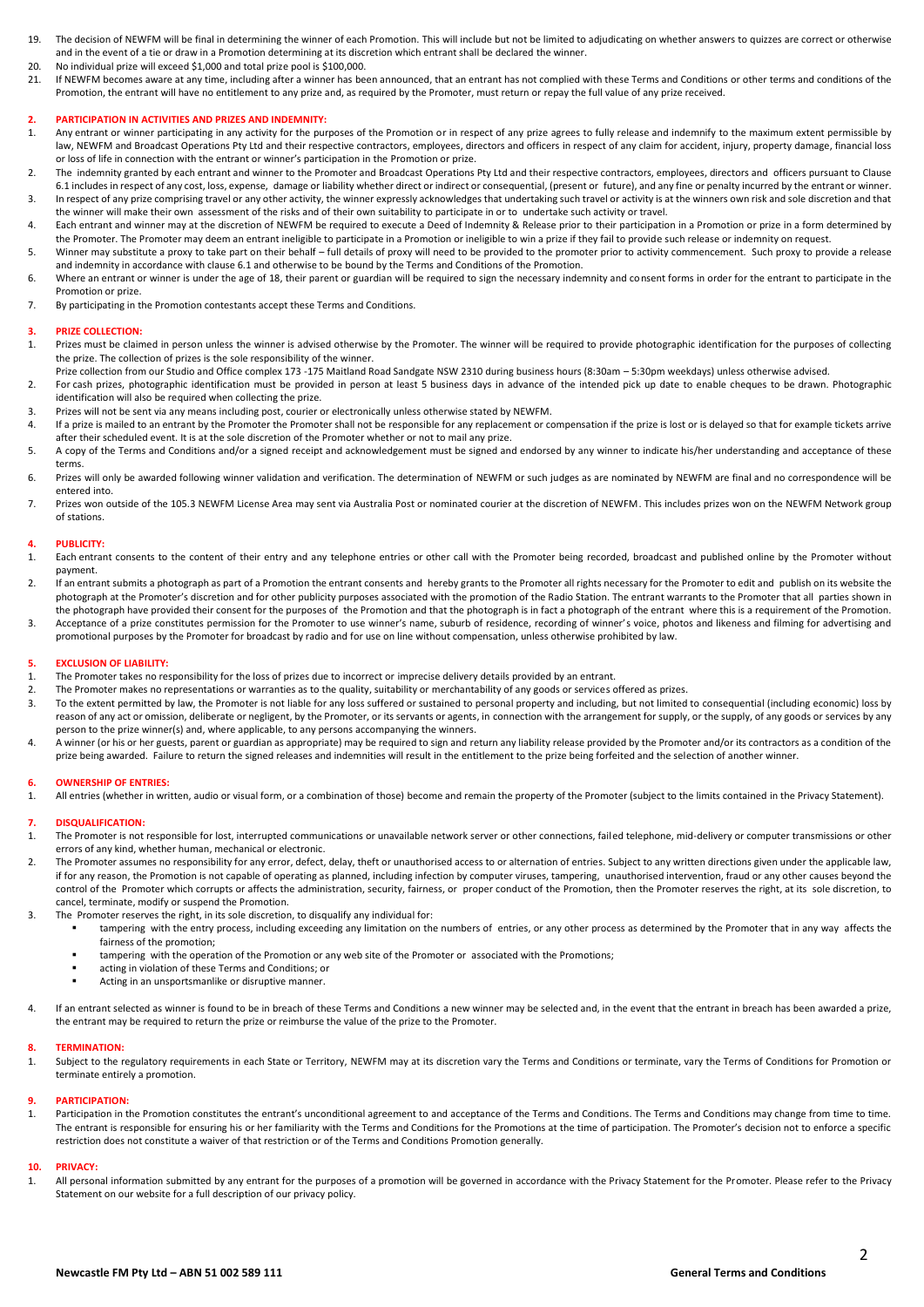19. The decision of NEWFM will be final in determining the winner of each Promotion. This will include but not be limited to adjudicating on whether answers to quizzes are correct or otherwise and in the event of a tie or draw in a Promotion determining at its discretion which entrant shall be declared the winner.
20. No individual prize will exceed $1,000 and total prize pool is $100,000.
21. If NEWFM becomes aware at any time, including after a winner has been announced, that an entrant has not complied with these Terms and Conditions or other terms and conditions of the Promotion, the entrant will have no entitlement to any prize and, as required by the Promoter, must return or repay the full value of any prize received.

## 2. PARTICIPATION IN ACTIVITIES AND PRIZES AND INDEMNITY:

1. Any entrant or winner participating in any activity for the purposes of the Promotion or in respect of any prize agrees to fully release and indemnify to the maximum extent permissible by law, NEWFM and Broadcast Operations Pty Ltd and their respective contractors, employees, directors and officers in respect of any claim for accident, injury, property damage, financial loss or loss of life in connection with the entrant or winner's participation in the Promotion or prize.
2. The indemnity granted by each entrant and winner to the Promoter and Broadcast Operations Pty Ltd and their respective contractors, employees, directors and officers pursuant to Clause 6.1 includes in respect of any cost, loss, expense, damage or liability whether direct or indirect or consequential, (present or future), and any fine or penalty incurred by the entrant or winner.
3. In respect of any prize comprising travel or any other activity, the winner expressly acknowledges that undertaking such travel or activity is at the winners own risk and sole discretion and that the winner will make their own assessment of the risks and of their own suitability to participate in or to undertake such activity or travel.
4. Each entrant and winner may at the discretion of NEWFM be required to execute a Deed of Indemnity & Release prior to their participation in a Promotion or prize in a form determined by the Promoter. The Promoter may deem an entrant ineligible to participate in a Promotion or ineligible to win a prize if they fail to provide such release or indemnity on request.
5. Winner may substitute a proxy to take part on their behalf – full details of proxy will need to be provided to the promoter prior to activity commencement. Such proxy to provide a release and indemnity in accordance with clause 6.1 and otherwise to be bound by the Terms and Conditions of the Promotion.
6. Where an entrant or winner is under the age of 18, their parent or guardian will be required to sign the necessary indemnity and consent forms in order for the entrant to participate in the Promotion or prize.
7. By participating in the Promotion contestants accept these Terms and Conditions.

## 3. PRIZE COLLECTION:

1. Prizes must be claimed in person unless the winner is advised otherwise by the Promoter. The winner will be required to provide photographic identification for the purposes of collecting the prize. The collection of prizes is the sole responsibility of the winner.
   Prize collection from our Studio and Office complex 173 -175 Maitland Road Sandgate NSW 2310 during business hours (8:30am – 5:30pm weekdays) unless otherwise advised.
2. For cash prizes, photographic identification must be provided in person at least 5 business days in advance of the intended pick up date to enable cheques to be drawn. Photographic identification will also be required when collecting the prize.
3. Prizes will not be sent via any means including post, courier or electronically unless otherwise stated by NEWFM.
4. If a prize is mailed to an entrant by the Promoter the Promoter shall not be responsible for any replacement or compensation if the prize is lost or is delayed so that for example tickets arrive after their scheduled event. It is at the sole discretion of the Promoter whether or not to mail any prize.
5. A copy of the Terms and Conditions and/or a signed receipt and acknowledgement must be signed and endorsed by any winner to indicate his/her understanding and acceptance of these terms.
6. Prizes will only be awarded following winner validation and verification. The determination of NEWFM or such judges as are nominated by NEWFM are final and no correspondence will be entered into.
7. Prizes won outside of the 105.3 NEWFM License Area may sent via Australia Post or nominated courier at the discretion of NEWFM. This includes prizes won on the NEWFM Network group of stations.

## 4. PUBLICITY:

1. Each entrant consents to the content of their entry and any telephone entries or other call with the Promoter being recorded, broadcast and published online by the Promoter without payment.
2. If an entrant submits a photograph as part of a Promotion the entrant consents and hereby grants to the Promoter all rights necessary for the Promoter to edit and publish on its website the photograph at the Promoter's discretion and for other publicity purposes associated with the promotion of the Radio Station. The entrant warrants to the Promoter that all parties shown in the photograph have provided their consent for the purposes of the Promotion and that the photograph is in fact a photograph of the entrant where this is a requirement of the Promotion.
3. Acceptance of a prize constitutes permission for the Promoter to use winner's name, suburb of residence, recording of winner's voice, photos and likeness and filming for advertising and promotional purposes by the Promoter for broadcast by radio and for use on line without compensation, unless otherwise prohibited by law.

## 5. EXCLUSION OF LIABILITY:

1. The Promoter takes no responsibility for the loss of prizes due to incorrect or imprecise delivery details provided by an entrant.
2. The Promoter makes no representations or warranties as to the quality, suitability or merchantability of any goods or services offered as prizes.
3. To the extent permitted by law, the Promoter is not liable for any loss suffered or sustained to personal property and including, but not limited to consequential (including economic) loss by reason of any act or omission, deliberate or negligent, by the Promoter, or its servants or agents, in connection with the arrangement for supply, or the supply, of any goods or services by any person to the prize winner(s) and, where applicable, to any persons accompanying the winners.
4. A winner (or his or her guests, parent or guardian as appropriate) may be required to sign and return any liability release provided by the Promoter and/or its contractors as a condition of the prize being awarded. Failure to return the signed releases and indemnities will result in the entitlement to the prize being forfeited and the selection of another winner.

## 6. OWNERSHIP OF ENTRIES:

1. All entries (whether in written, audio or visual form, or a combination of those) become and remain the property of the Promoter (subject to the limits contained in the Privacy Statement).

## 7. DISQUALIFICATION:

1. The Promoter is not responsible for lost, interrupted communications or unavailable network server or other connections, failed telephone, mid-delivery or computer transmissions or other errors of any kind, whether human, mechanical or electronic.
2. The Promoter assumes no responsibility for any error, defect, delay, theft or unauthorised access to or alternation of entries. Subject to any written directions given under the applicable law, if for any reason, the Promotion is not capable of operating as planned, including infection by computer viruses, tampering, unauthorised intervention, fraud or any other causes beyond the control of the Promoter which corrupts or affects the administration, security, fairness, or proper conduct of the Promotion, then the Promoter reserves the right, at its sole discretion, to cancel, terminate, modify or suspend the Promotion.
3. The Promoter reserves the right, in its sole discretion, to disqualify any individual for:
   - tampering with the entry process, including exceeding any limitation on the numbers of entries, or any other process as determined by the Promoter that in any way affects the fairness of the promotion;
   - tampering with the operation of the Promotion or any web site of the Promoter or associated with the Promotions;
   - acting in violation of these Terms and Conditions; or
   - Acting in an unsportsmanlike or disruptive manner.
4. If an entrant selected as winner is found to be in breach of these Terms and Conditions a new winner may be selected and, in the event that the entrant in breach has been awarded a prize, the entrant may be required to return the prize or reimburse the value of the prize to the Promoter.

## 8. TERMINATION:

1. Subject to the regulatory requirements in each State or Territory, NEWFM may at its discretion vary the Terms and Conditions or terminate, vary the Terms of Conditions for Promotion or terminate entirely a promotion.

## 9. PARTICIPATION:

1. Participation in the Promotion constitutes the entrant's unconditional agreement to and acceptance of the Terms and Conditions. The Terms and Conditions may change from time to time. The entrant is responsible for ensuring his or her familiarity with the Terms and Conditions for the Promotions at the time of participation. The Promoter's decision not to enforce a specific restriction does not constitute a waiver of that restriction or of the Terms and Conditions Promotion generally.

## 10. PRIVACY:

1. All personal information submitted by any entrant for the purposes of a promotion will be governed in accordance with the Privacy Statement for the Promoter. Please refer to the Privacy Statement on our website for a full description of our privacy policy.